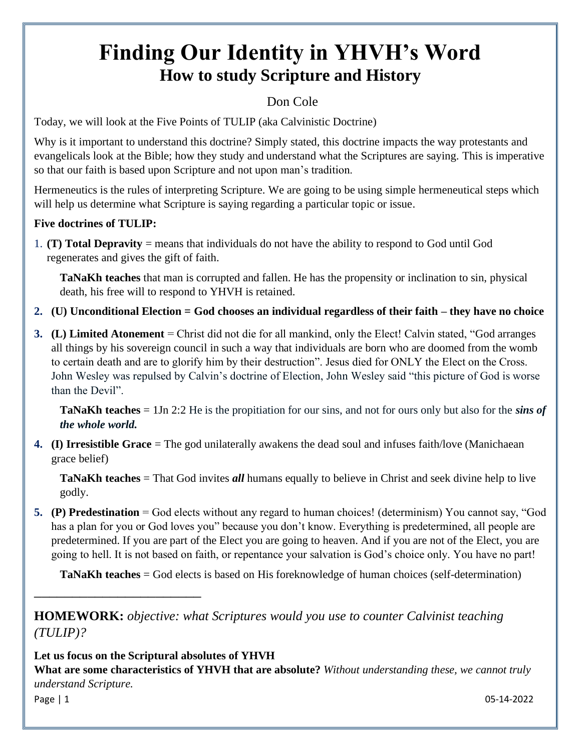# Finding Our Identity in YHVH's Word

## How to study Scripture and History

Don Cole

Today, we will look at the Five Points of TULIP (aka Calvinistic Doctrine)

Why is it important to understand this doctrine? Simply stated, this doctrine impacts the way protestants and evangelicals look at the Bible; how they study and understand what the Scriptures are saying. This is imperative so that our faith is based upon Scripture and not upon man's tradition.

Hermeneutics is the rules of interpreting Scripture. We are going to be using simple hermeneutical steps which will help us determine what Scripture is saying regarding a particular topic or issue.

**Five doctrines of TULIP:**

1. **(T) Total Depravity** = means that individuals do not have the ability to respond to God until God regenerates and gives the gift of faith.

   **TaNaKh teaches** that man is corrupted and fallen. He has the propensity or inclination to sin, physical death, his free will to respond to YHVH is retained.

2. **(U) Unconditional Election = God chooses an individual regardless of their faith – they have no choice**

3. **(L) Limited Atonement** = Christ did not die for all mankind, only the Elect! Calvin stated, "God arranges all things by his sovereign council in such a way that individuals are born who are doomed from the womb to certain death and are to glorify him by their destruction". Jesus died for ONLY the Elect on the Cross. John Wesley was repulsed by Calvin's doctrine of Election, John Wesley said "this picture of God is worse than the Devil".

   **TaNaKh teaches** = 1Jn 2:2 He is the propitiation for our sins, and not for ours only but also for the ***sins of the whole world.***

4. **(I) Irresistible Grace** = The god unilaterally awakens the dead soul and infuses faith/love (Manichaean grace belief)

   **TaNaKh teaches** = That God invites ***all*** humans equally to believe in Christ and seek divine help to live godly.

5. **(P) Predestination** = God elects without any regard to human choices! (determinism) You cannot say, "God has a plan for you or God loves you" because you don't know. Everything is predetermined, all people are predetermined. If you are part of the Elect you are going to heaven. And if you are not of the Elect, you are going to hell. It is not based on faith, or repentance your salvation is God's choice only. You have no part!

   **TaNaKh teaches** = God elects is based on His foreknowledge of human choices (self-determination)

---

**HOMEWORK:** *objective: what Scriptures would you use to counter Calvinist teaching (TULIP)?*

**Let us focus on the Scriptural absolutes of YHVH**
**What are some characteristics of YHVH that are absolute?** *Without understanding these, we cannot truly understand Scripture.*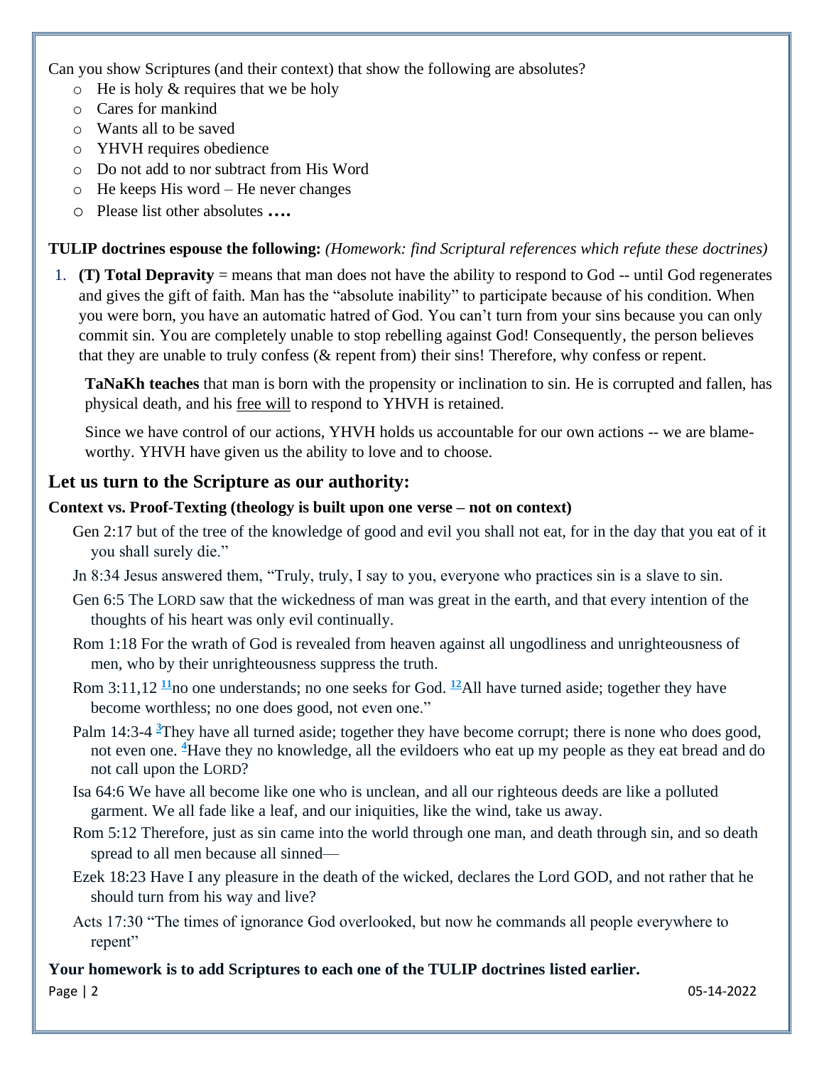Can you show Scriptures (and their context) that show the following are absolutes?

- He is holy & requires that we be holy
- Cares for mankind
- Wants all to be saved
- YHVH requires obedience
- Do not add to nor subtract from His Word
- He keeps His word – He never changes
- Please list other absolutes **….**

**TULIP doctrines espouse the following:** *(Homework: find Scriptural references which refute these doctrines)*

1. **(T) Total Depravity** = means that man does not have the ability to respond to God -- until God regenerates and gives the gift of faith. Man has the "absolute inability" to participate because of his condition. When you were born, you have an automatic hatred of God. You can't turn from your sins because you can only commit sin. You are completely unable to stop rebelling against God! Consequently, the person believes that they are unable to truly confess (& repent from) their sins! Therefore, why confess or repent.

   **TaNaKh teaches** that man is born with the propensity or inclination to sin. He is corrupted and fallen, has physical death, and his free will to respond to YHVH is retained.

   Since we have control of our actions, YHVH holds us accountable for our own actions -- we are blame-worthy. YHVH have given us the ability to love and to choose.

## Let us turn to the Scripture as our authority:

### Context vs. Proof-Texting (theology is built upon one verse – not on context)

Gen 2:17 but of the tree of the knowledge of good and evil you shall not eat, for in the day that you eat of it you shall surely die."

Jn 8:34 Jesus answered them, "Truly, truly, I say to you, everyone who practices sin is a slave to sin.

Gen 6:5 The LORD saw that the wickedness of man was great in the earth, and that every intention of the thoughts of his heart was only evil continually.

Rom 1:18 For the wrath of God is revealed from heaven against all ungodliness and unrighteousness of men, who by their unrighteousness suppress the truth.

Rom 3:11,12 [11]no one understands; no one seeks for God. [12]All have turned aside; together they have become worthless; no one does good, not even one."

Palm 14:3-4 [3]They have all turned aside; together they have become corrupt; there is none who does good, not even one. [4]Have they no knowledge, all the evildoers who eat up my people as they eat bread and do not call upon the LORD?

Isa 64:6 We have all become like one who is unclean, and all our righteous deeds are like a polluted garment. We all fade like a leaf, and our iniquities, like the wind, take us away.

Rom 5:12 Therefore, just as sin came into the world through one man, and death through sin, and so death spread to all men because all sinned—

Ezek 18:23 Have I any pleasure in the death of the wicked, declares the Lord GOD, and not rather that he should turn from his way and live?

Acts 17:30 "The times of ignorance God overlooked, but now he commands all people everywhere to repent"

**Your homework is to add Scriptures to each one of the TULIP doctrines listed earlier.**

05-14-2022